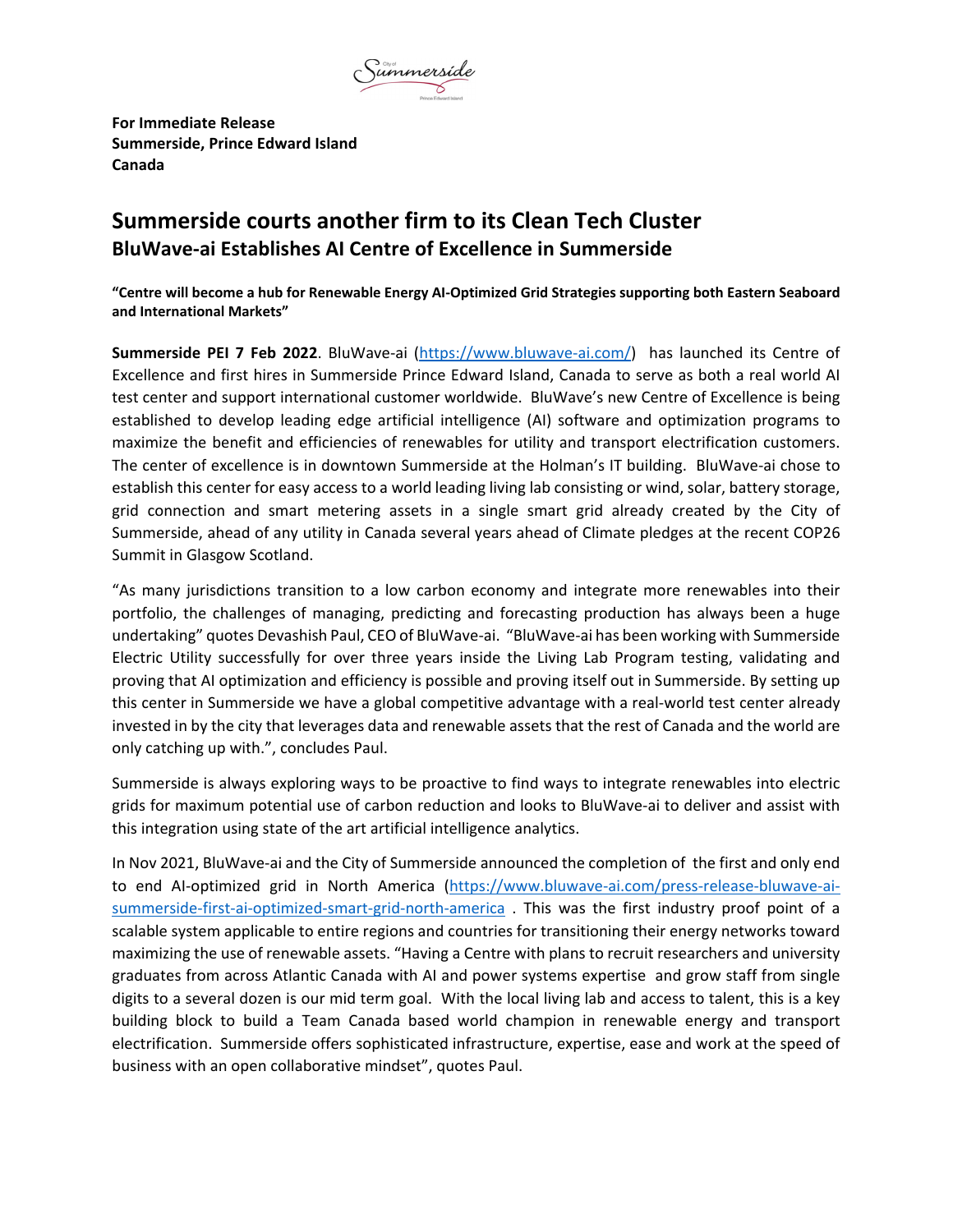**For Immediate Release**
**Summerside, Prince Edward Island**
**Canada**

# Summerside courts another firm to its Clean Tech Cluster

## BluWave-ai Establishes AI Centre of Excellence in Summerside

**"Centre will become a hub for Renewable Energy AI-Optimized Grid Strategies supporting both Eastern Seaboard and International Markets"**

**Summerside PEI 7 Feb 2022**. BluWave-ai (https://www.bluwave-ai.com/) has launched its Centre of Excellence and first hires in Summerside Prince Edward Island, Canada to serve as both a real world AI test center and support international customer worldwide. BluWave's new Centre of Excellence is being established to develop leading edge artificial intelligence (AI) software and optimization programs to maximize the benefit and efficiencies of renewables for utility and transport electrification customers. The center of excellence is in downtown Summerside at the Holman's IT building. BluWave-ai chose to establish this center for easy access to a world leading living lab consisting or wind, solar, battery storage, grid connection and smart metering assets in a single smart grid already created by the City of Summerside, ahead of any utility in Canada several years ahead of Climate pledges at the recent COP26 Summit in Glasgow Scotland.

"As many jurisdictions transition to a low carbon economy and integrate more renewables into their portfolio, the challenges of managing, predicting and forecasting production has always been a huge undertaking" quotes Devashish Paul, CEO of BluWave-ai. "BluWave-ai has been working with Summerside Electric Utility successfully for over three years inside the Living Lab Program testing, validating and proving that AI optimization and efficiency is possible and proving itself out in Summerside. By setting up this center in Summerside we have a global competitive advantage with a real-world test center already invested in by the city that leverages data and renewable assets that the rest of Canada and the world are only catching up with.", concludes Paul.

Summerside is always exploring ways to be proactive to find ways to integrate renewables into electric grids for maximum potential use of carbon reduction and looks to BluWave-ai to deliver and assist with this integration using state of the art artificial intelligence analytics.

In Nov 2021, BluWave-ai and the City of Summerside announced the completion of the first and only end to end AI-optimized grid in North America (https://www.bluwave-ai.com/press-release-bluwave-ai-summerside-first-ai-optimized-smart-grid-north-america . This was the first industry proof point of a scalable system applicable to entire regions and countries for transitioning their energy networks toward maximizing the use of renewable assets. "Having a Centre with plans to recruit researchers and university graduates from across Atlantic Canada with AI and power systems expertise and grow staff from single digits to a several dozen is our mid term goal. With the local living lab and access to talent, this is a key building block to build a Team Canada based world champion in renewable energy and transport electrification. Summerside offers sophisticated infrastructure, expertise, ease and work at the speed of business with an open collaborative mindset", quotes Paul.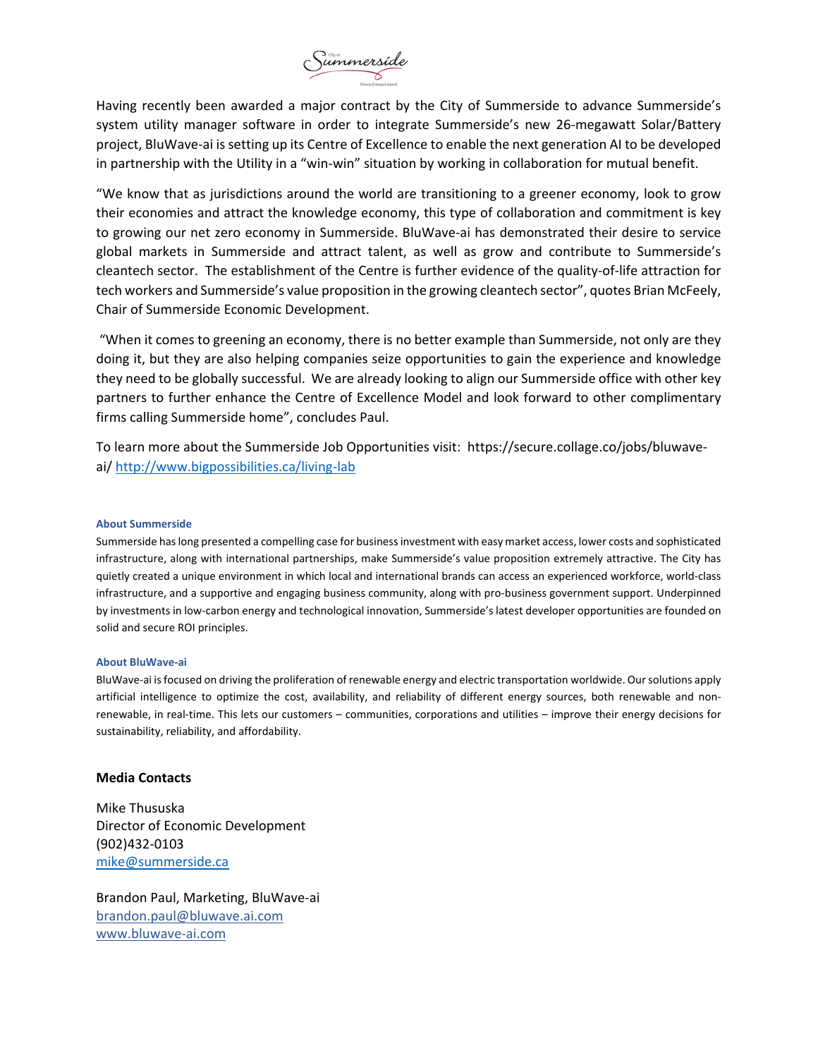Having recently been awarded a major contract by the City of Summerside to advance Summerside's system utility manager software in order to integrate Summerside's new 26-megawatt Solar/Battery project, BluWave-ai is setting up its Centre of Excellence to enable the next generation AI to be developed in partnership with the Utility in a "win-win" situation by working in collaboration for mutual benefit.

"We know that as jurisdictions around the world are transitioning to a greener economy, look to grow their economies and attract the knowledge economy, this type of collaboration and commitment is key to growing our net zero economy in Summerside. BluWave-ai has demonstrated their desire to service global markets in Summerside and attract talent, as well as grow and contribute to Summerside's cleantech sector. The establishment of the Centre is further evidence of the quality-of-life attraction for tech workers and Summerside's value proposition in the growing cleantech sector", quotes Brian McFeely, Chair of Summerside Economic Development.

"When it comes to greening an economy, there is no better example than Summerside, not only are they doing it, but they are also helping companies seize opportunities to gain the experience and knowledge they need to be globally successful. We are already looking to align our Summerside office with other key partners to further enhance the Centre of Excellence Model and look forward to other complimentary firms calling Summerside home", concludes Paul.

To learn more about the Summerside Job Opportunities visit: https://secure.collage.co/jobs/bluwave-ai/ http://www.bigpossibilities.ca/living-lab

#### About Summerside

Summerside has long presented a compelling case for business investment with easy market access, lower costs and sophisticated infrastructure, along with international partnerships, make Summerside's value proposition extremely attractive. The City has quietly created a unique environment in which local and international brands can access an experienced workforce, world-class infrastructure, and a supportive and engaging business community, along with pro-business government support. Underpinned by investments in low-carbon energy and technological innovation, Summerside's latest developer opportunities are founded on solid and secure ROI principles.

#### About BluWave-ai

BluWave-ai is focused on driving the proliferation of renewable energy and electric transportation worldwide. Our solutions apply artificial intelligence to optimize the cost, availability, and reliability of different energy sources, both renewable and non-renewable, in real-time. This lets our customers – communities, corporations and utilities – improve their energy decisions for sustainability, reliability, and affordability.

### Media Contacts

Mike Thususka
Director of Economic Development
(902)432-0103
mike@summerside.ca

Brandon Paul, Marketing, BluWave-ai
brandon.paul@bluwave.ai.com
www.bluwave-ai.com